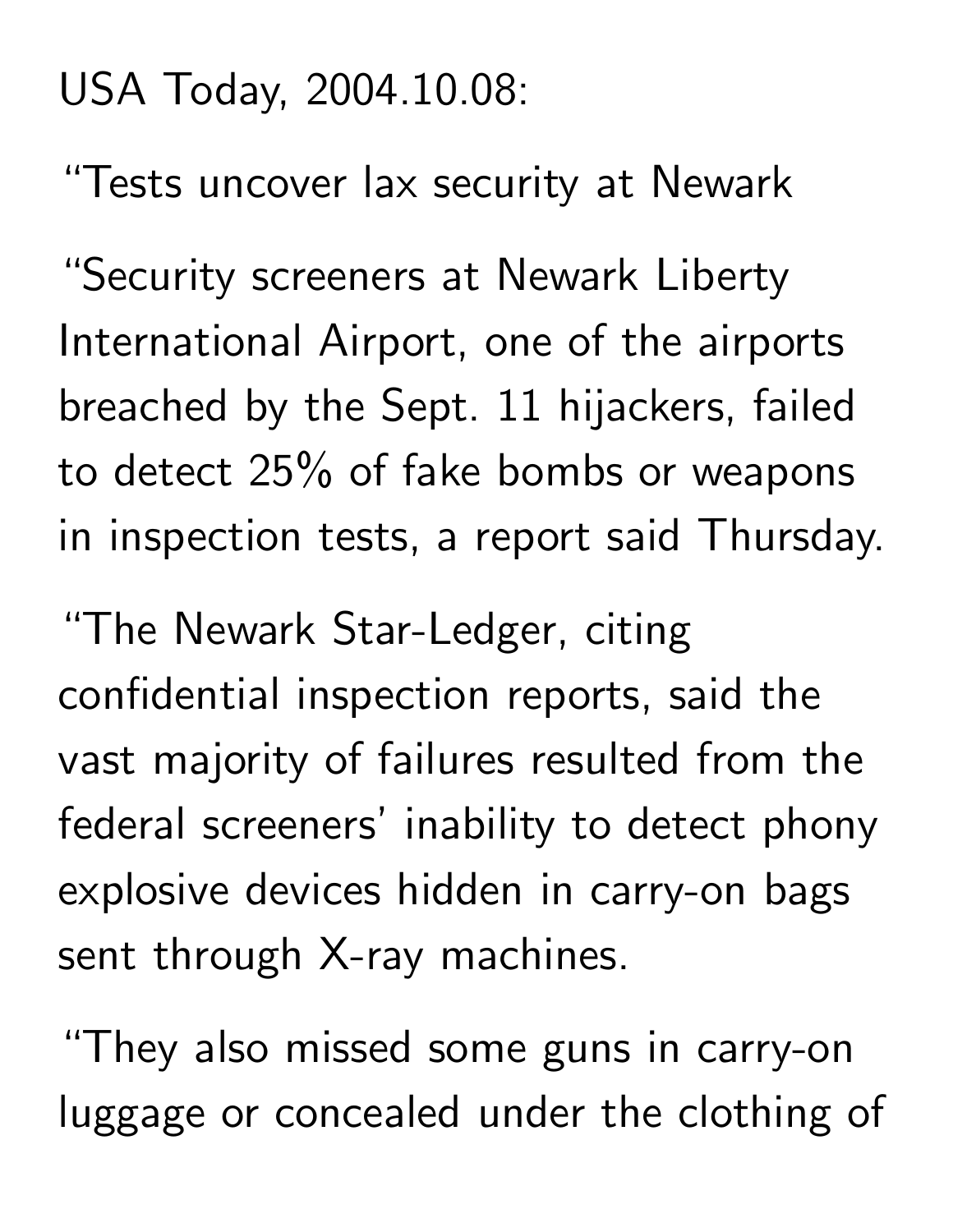USA Today, 2004.10.08:

“Tests uncover lax security at Newark

“Security screeners at Newark Liberty International Airport, one of the airports breached by the Sept. 11 hijackers, failed to detect 25% of fake bombs or weapons in inspection tests, a report said Thursday.

“The Newark Star-Ledger, citing confidential inspection reports, said the vast majority of failures resulted from the federal screeners’ inability to detect phony explosive devices hidden in carry-on bags sent through X-ray machines.

“They also missed some guns in carry-on luggage or concealed under the clothing of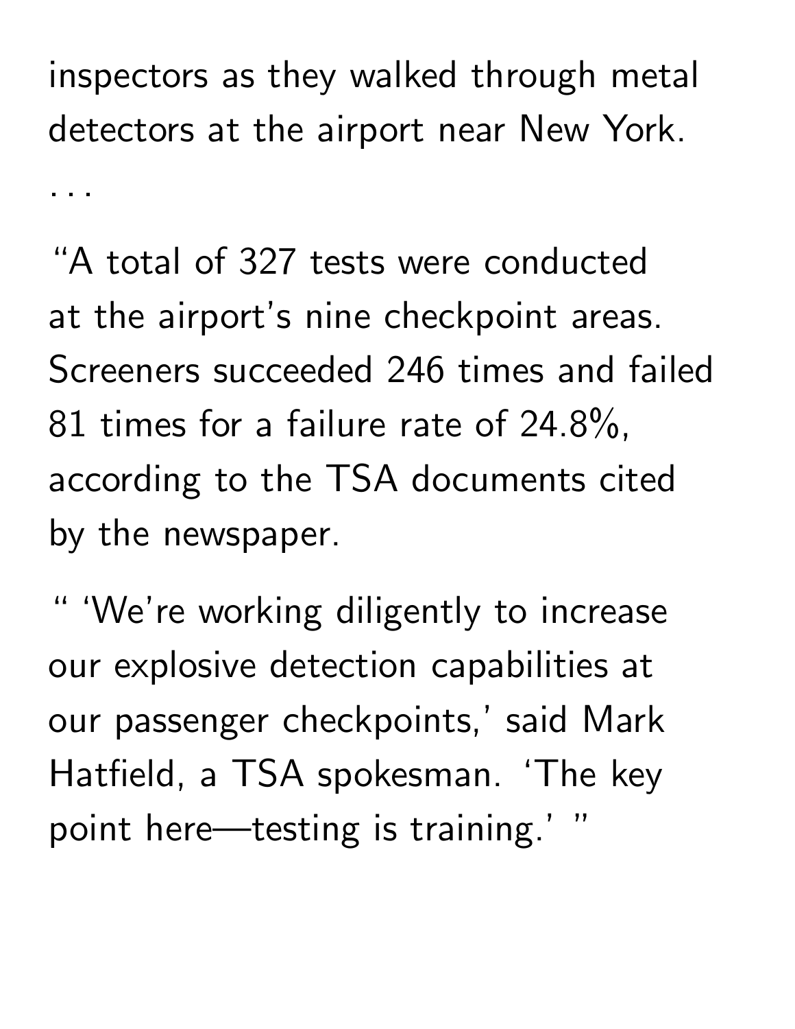inspectors as they walked through metal detectors at the airport near New York.

. . .

"A total of 327 tests were conducted at the airport's nine checkpoint areas. Screeners succeeded 246 times and failed 81 times for a failure rate of 24.8%, according to the TSA documents cited by the newspaper.

" 'We're working diligently to increase our explosive detection capabilities at our passenger checkpoints,' said Mark Hatfield, a TSA spokesman. 'The key point here—testing is training.' "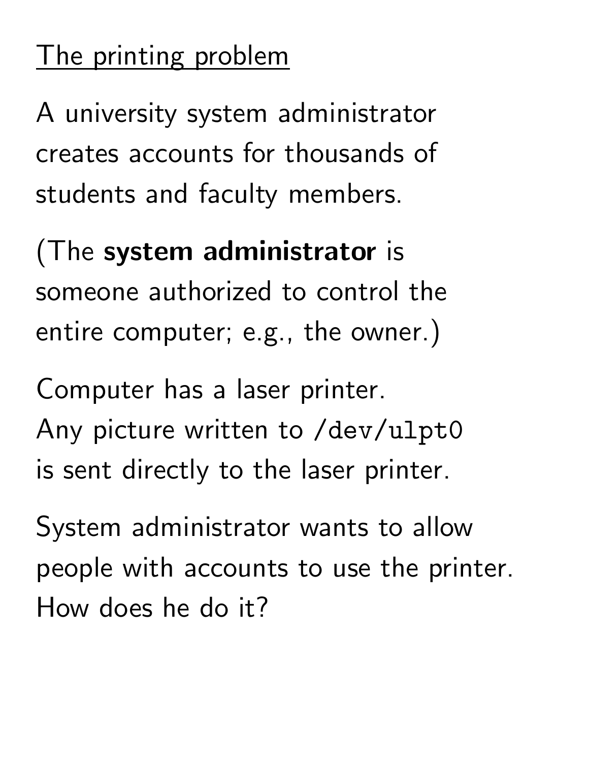## The printing problem

A university system administrator creates accounts for thousands of students and faculty members.

(The **system administrator** is someone authorized to control the entire computer; e.g., the owner.)

Computer has a laser printer. Any picture written to `/dev/ulpt0` is sent directly to the laser printer.

System administrator wants to allow people with accounts to use the printer. How does he do it?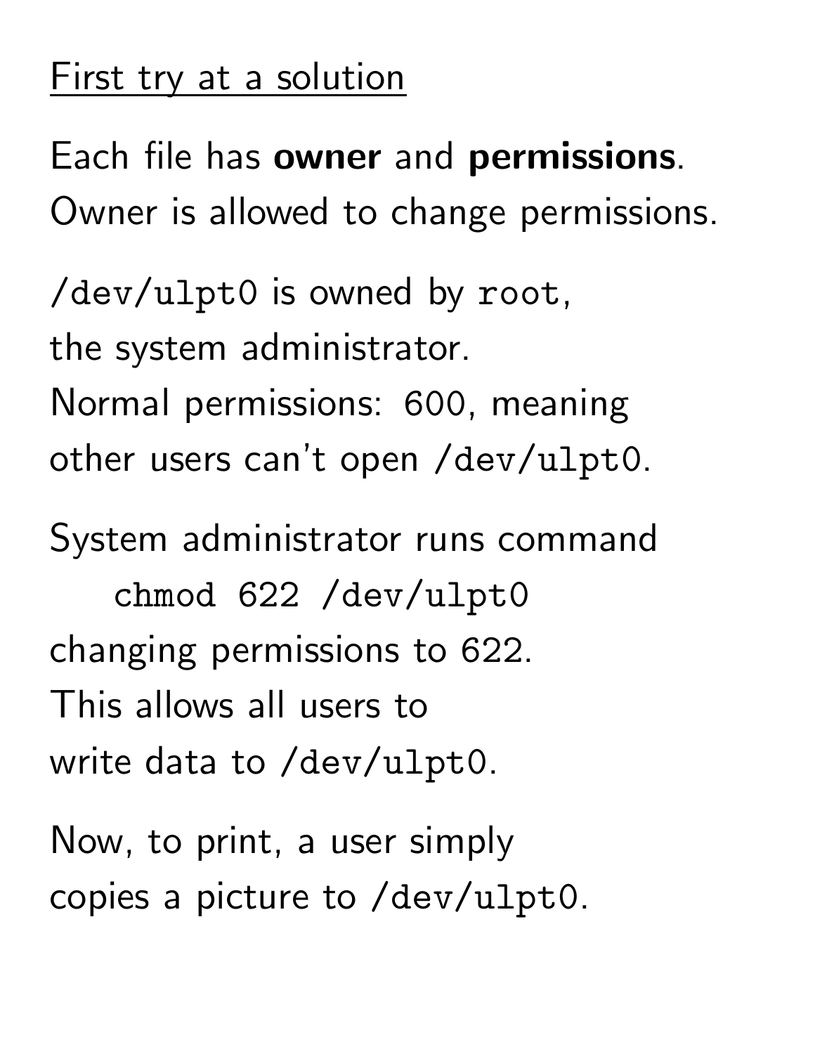## First try at a solution

Each file has **owner** and **permissions**.
Owner is allowed to change permissions.

`/dev/ulpt0` is owned by `root`,
the system administrator.
Normal permissions: 600, meaning
other users can't open `/dev/ulpt0`.

System administrator runs command

```
chmod 622 /dev/ulpt0
```

changing permissions to 622.
This allows all users to
write data to `/dev/ulpt0`.

Now, to print, a user simply
copies a picture to `/dev/ulpt0`.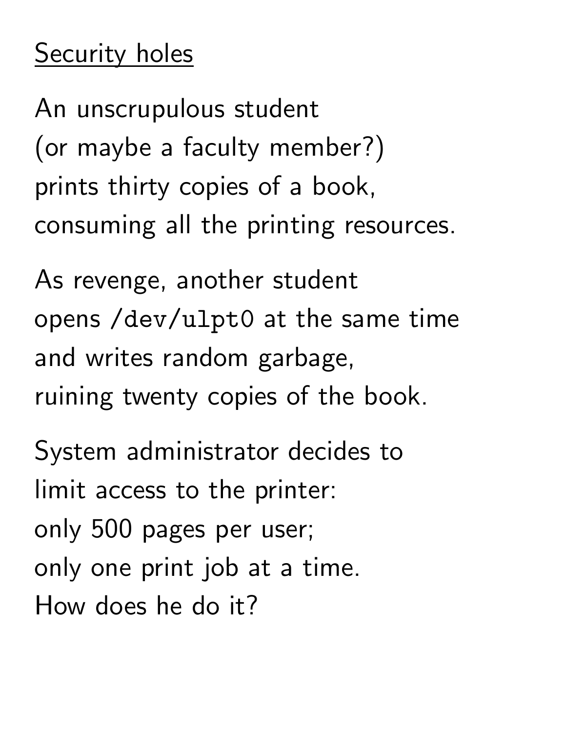## Security holes

An unscrupulous student
(or maybe a faculty member?)
prints thirty copies of a book,
consuming all the printing resources.

As revenge, another student
opens `/dev/ulpt0` at the same time
and writes random garbage,
ruining twenty copies of the book.

System administrator decides to
limit access to the printer:
only 500 pages per user;
only one print job at a time.
How does he do it?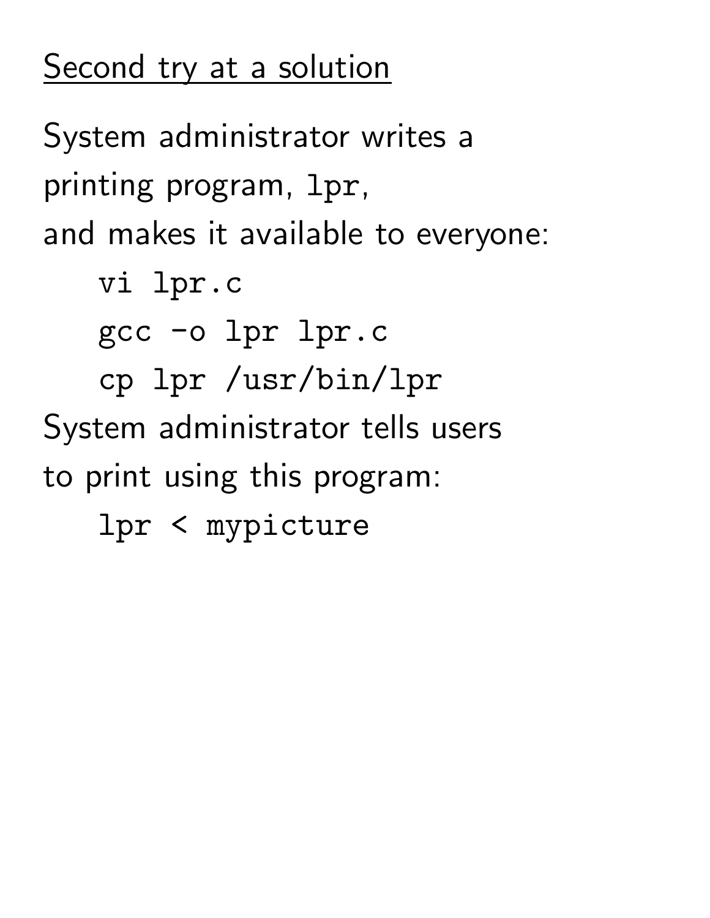## Second try at a solution

System administrator writes a printing program, `lpr`, and makes it available to everyone:

```
vi lpr.c
gcc -o lpr lpr.c
cp lpr /usr/bin/lpr
```

System administrator tells users to print using this program:

```
lpr < mypicture
```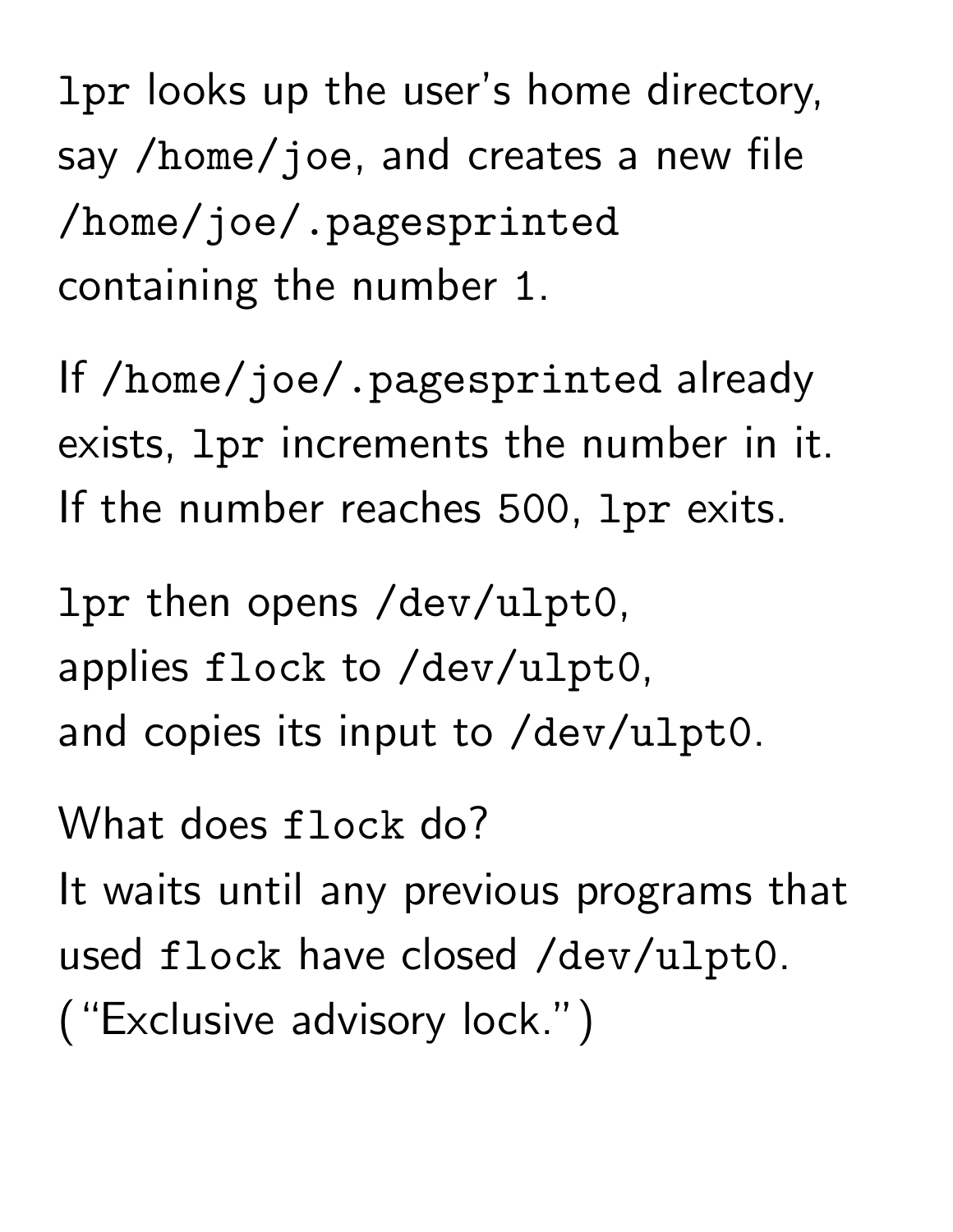`lpr` looks up the user's home directory, say `/home/joe`, and creates a new file `/home/joe/.pagesprinted` containing the number 1.

If `/home/joe/.pagesprinted` already exists, `lpr` increments the number in it. If the number reaches 500, `lpr` exits.

`lpr` then opens `/dev/ulpt0`, applies `flock` to `/dev/ulpt0`, and copies its input to `/dev/ulpt0`.

What does `flock` do? It waits until any previous programs that used `flock` have closed `/dev/ulpt0`. ("Exclusive advisory lock.")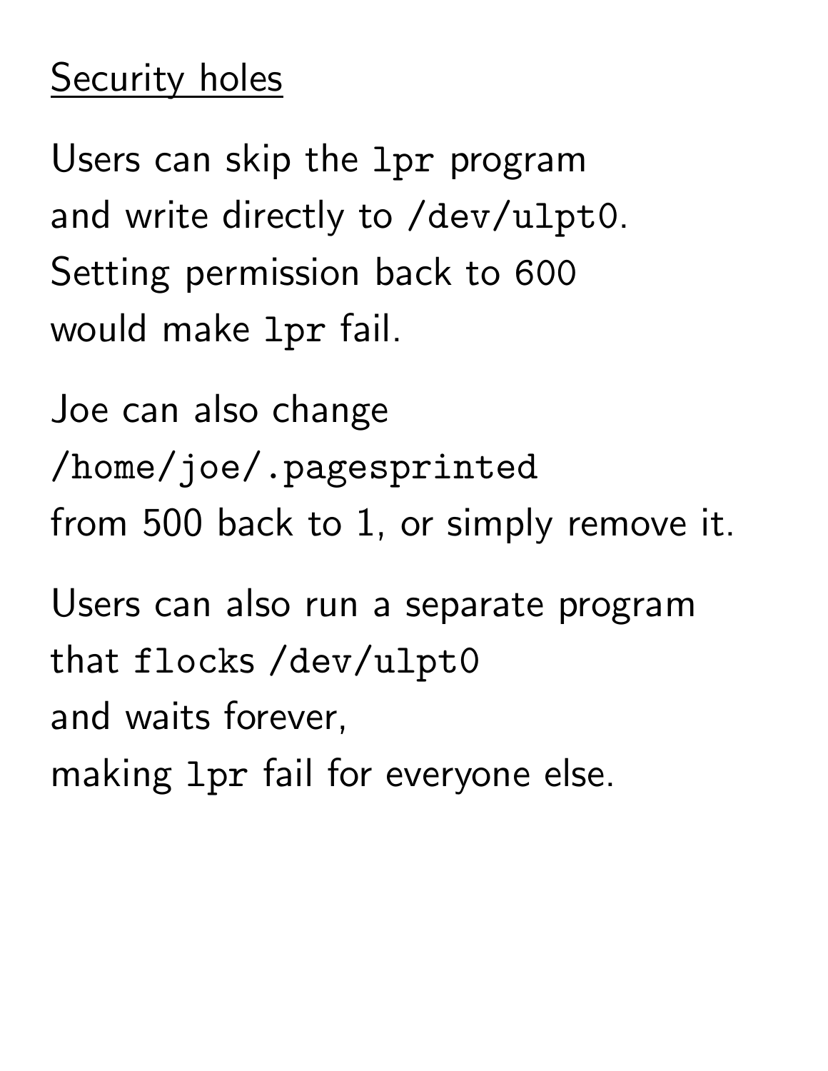## Security holes

Users can skip the `lpr` program
and write directly to `/dev/ulpt0`.
Setting permission back to `600`
would make `lpr` fail.

Joe can also change
`/home/joe/.pagesprinted`
from 500 back to 1, or simply remove it.

Users can also run a separate program
that `flock`s `/dev/ulpt0`
and waits forever,
making `lpr` fail for everyone else.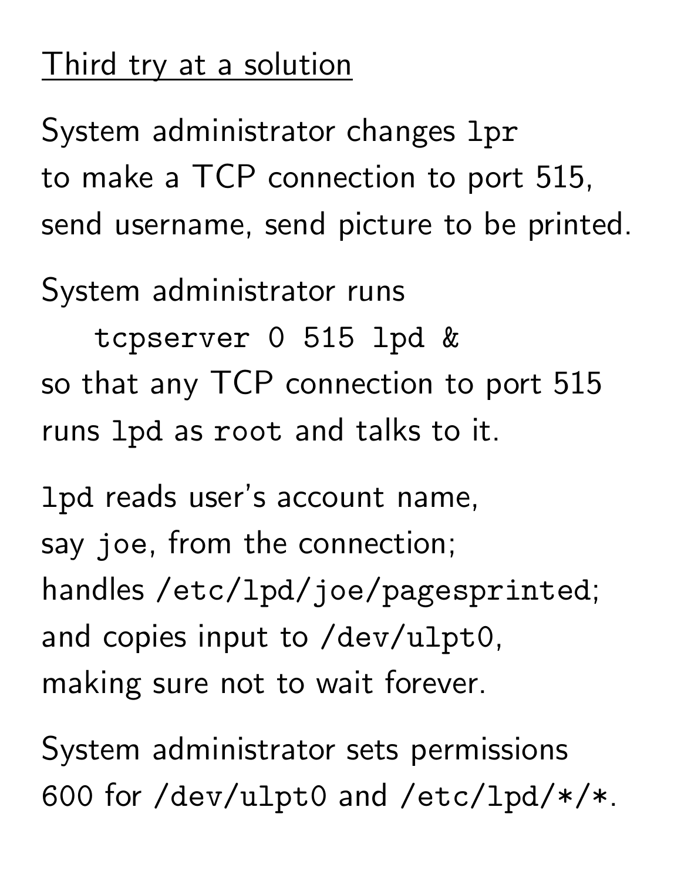## Third try at a solution

System administrator changes `lpr` to make a TCP connection to port 515, send username, send picture to be printed.

System administrator runs

```
tcpserver 0 515 lpd &
```

so that any TCP connection to port 515 runs `lpd` as `root` and talks to it.

`lpd` reads user's account name, say `joe`, from the connection; handles `/etc/lpd/joe/pagesprinted`; and copies input to `/dev/ulpt0`, making sure not to wait forever.

System administrator sets permissions 600 for `/dev/ulpt0` and `/etc/lpd/*/*`.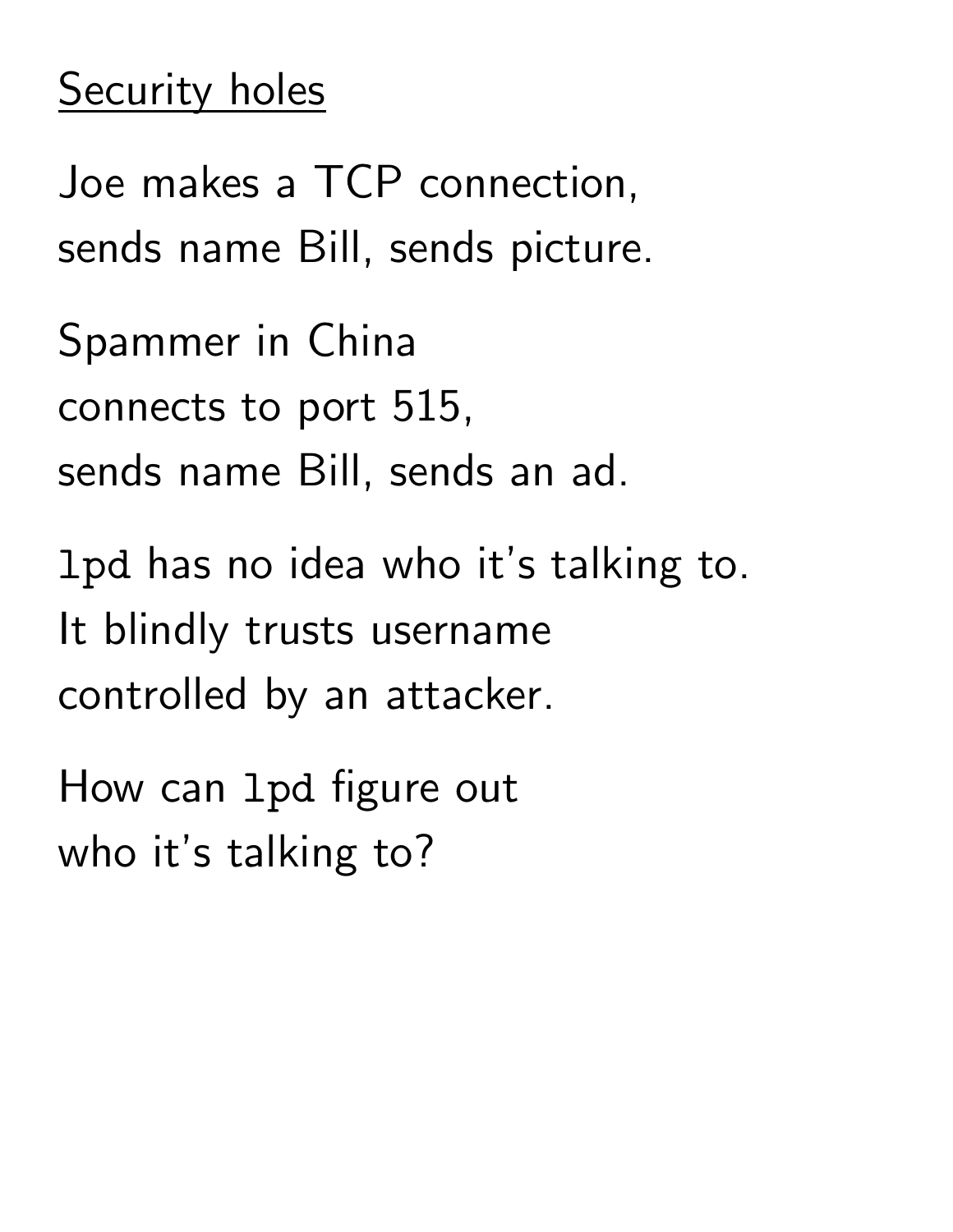## Security holes

Joe makes a TCP connection,
sends name Bill, sends picture.

Spammer in China
connects to port 515,
sends name Bill, sends an ad.

`lpd` has no idea who it's talking to.
It blindly trusts username
controlled by an attacker.

How can `lpd` figure out
who it's talking to?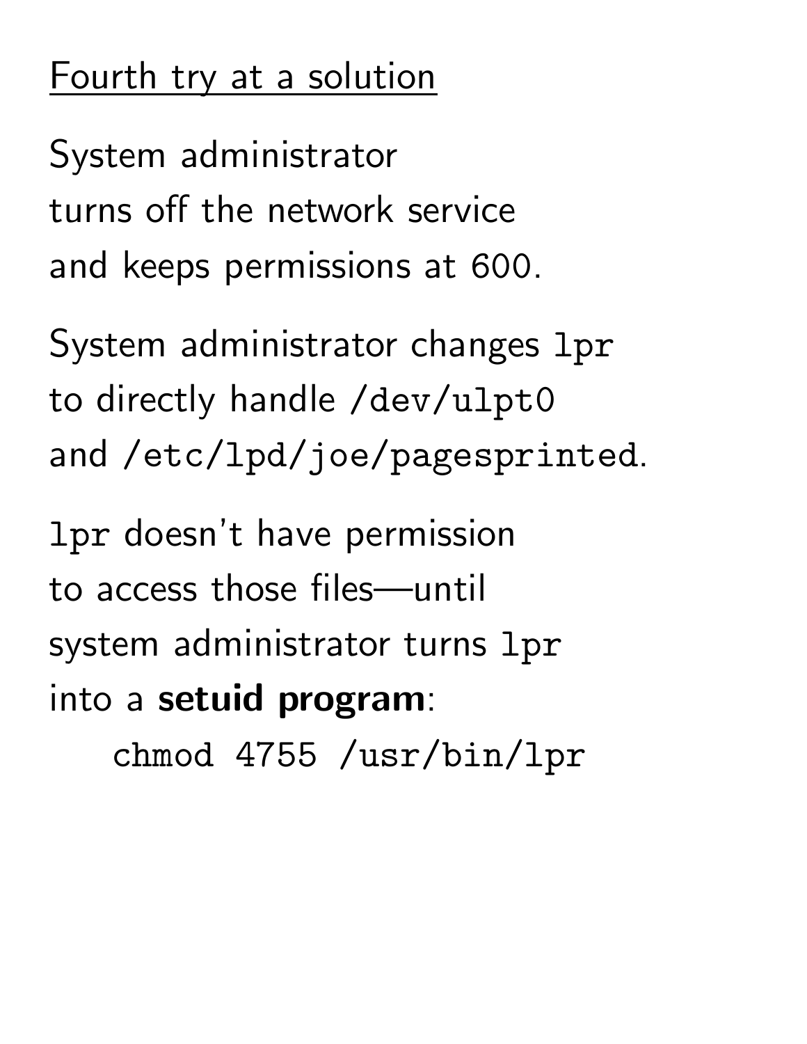## Fourth try at a solution

System administrator
turns off the network service
and keeps permissions at 600.

System administrator changes `lpr`
to directly handle `/dev/ulpt0`
and `/etc/lpd/joe/pagesprinted`.

`lpr` doesn't have permission
to access those files—until
system administrator turns `lpr`
into a **setuid program**:

```
chmod 4755 /usr/bin/lpr
```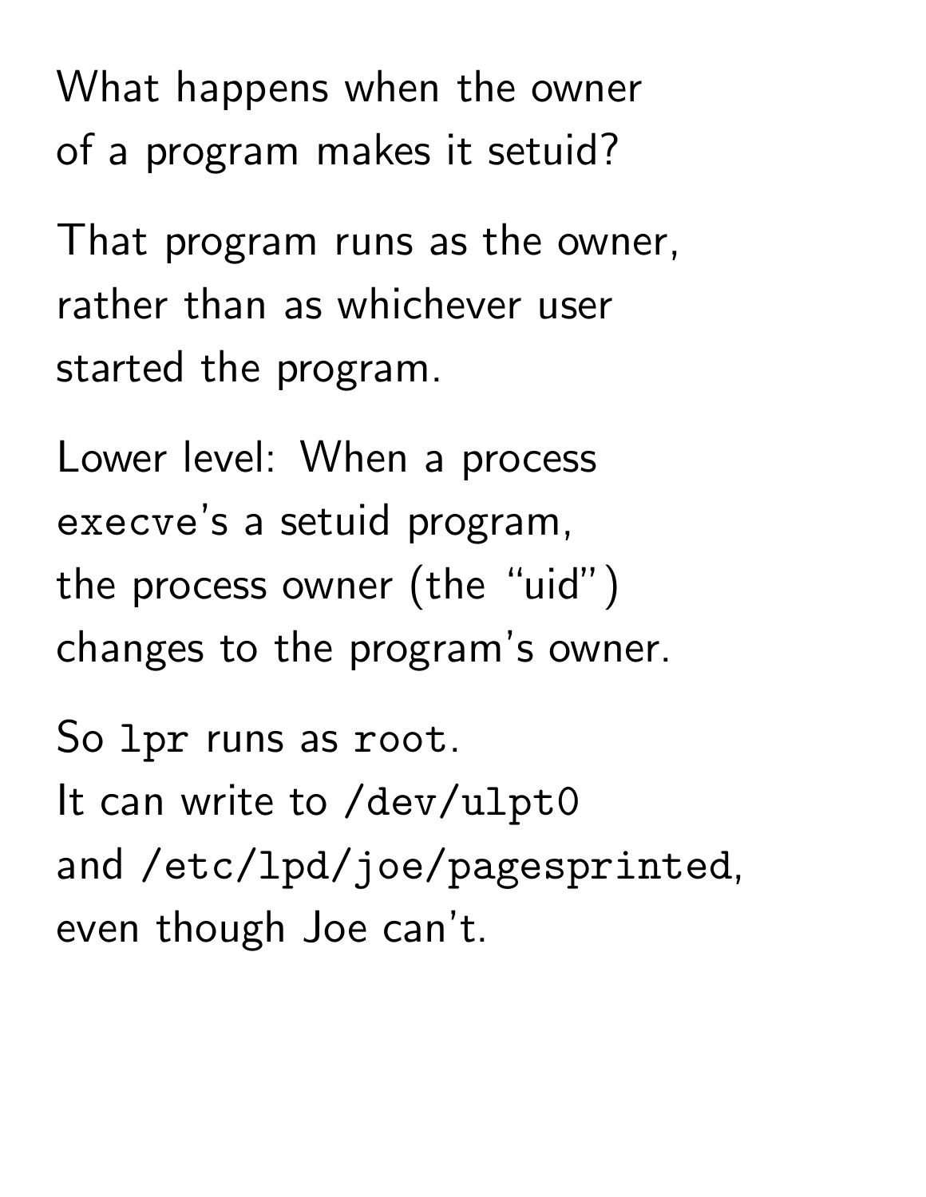What happens when the owner of a program makes it setuid?

That program runs as the owner, rather than as whichever user started the program.

Lower level: When a process `execve`'s a setuid program, the process owner (the “uid”) changes to the program's owner.

So `lpr` runs as `root`.
It can write to `/dev/ulpt0` and `/etc/lpd/joe/pagesprinted`, even though Joe can't.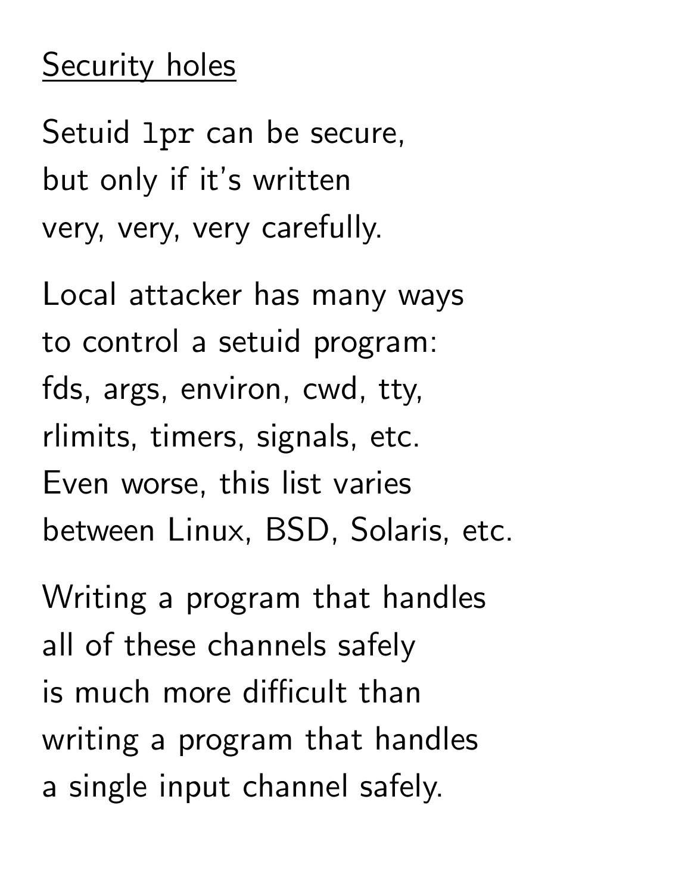## Security holes

Setuid `lpr` can be secure,
but only if it's written
very, very, very carefully.

Local attacker has many ways
to control a setuid program:
fds, args, environ, cwd, tty,
rlimits, timers, signals, etc.
Even worse, this list varies
between Linux, BSD, Solaris, etc.

Writing a program that handles
all of these channels safely
is much more difficult than
writing a program that handles
a single input channel safely.